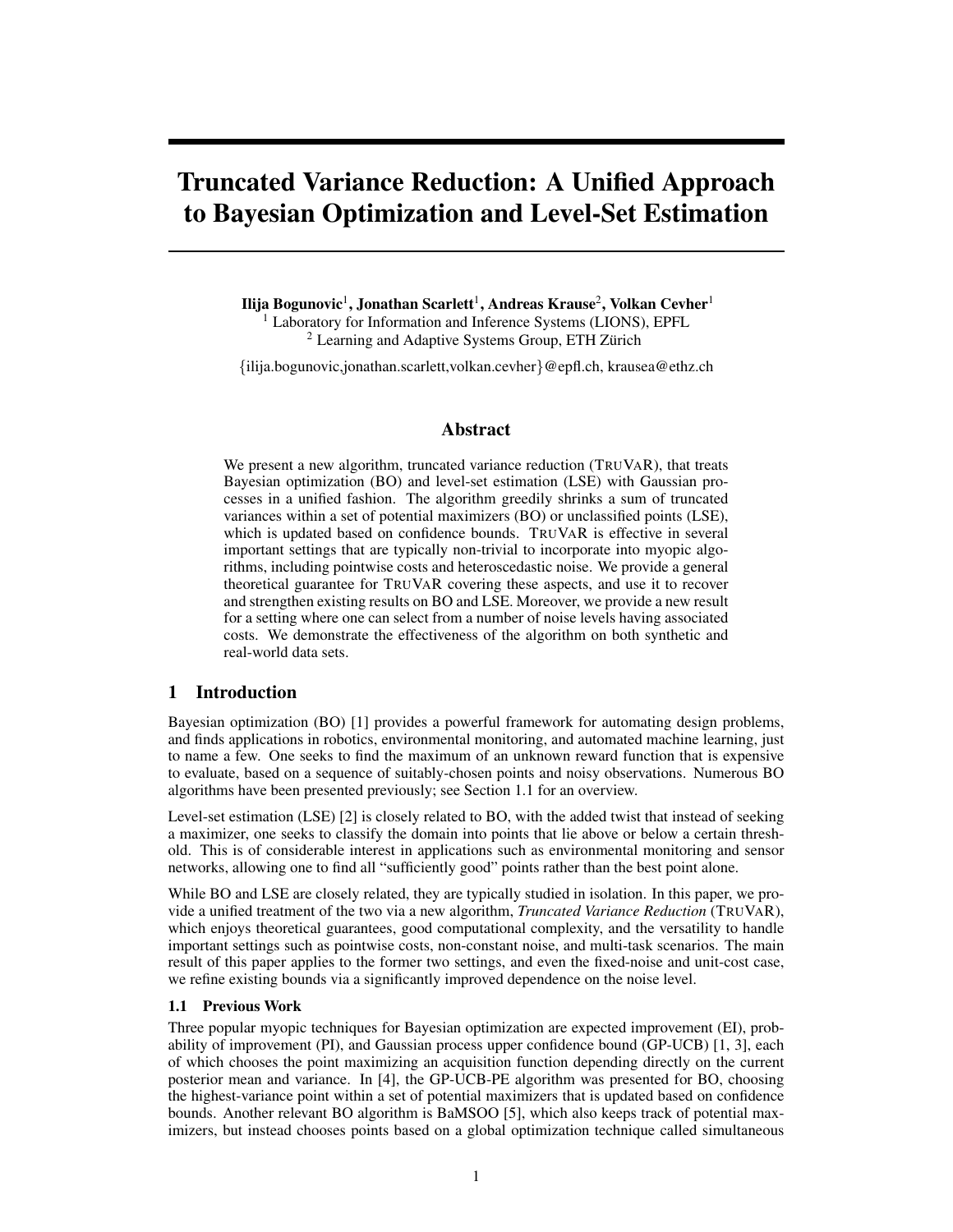# Truncated Variance Reduction: A Unified Approach to Bayesian Optimization and Level-Set Estimation

**Ilija Bogunovic**[1], **Jonathan Scarlett**[1], **Andreas Krause**[2], **Volkan Cevher**[1]
[1] Laboratory for Information and Inference Systems (LIONS), EPFL
[2] Learning and Adaptive Systems Group, ETH Zürich

{ilija.bogunovic,jonathan.scarlett,volkan.cevher}@epfl.ch, krausea@ethz.ch

## Abstract

We present a new algorithm, truncated variance reduction (TruVaR), that treats Bayesian optimization (BO) and level-set estimation (LSE) with Gaussian processes in a unified fashion. The algorithm greedily shrinks a sum of truncated variances within a set of potential maximizers (BO) or unclassified points (LSE), which is updated based on confidence bounds. TruVaR is effective in several important settings that are typically non-trivial to incorporate into myopic algorithms, including pointwise costs and heteroscedastic noise. We provide a general theoretical guarantee for TruVaR covering these aspects, and use it to recover and strengthen existing results on BO and LSE. Moreover, we provide a new result for a setting where one can select from a number of noise levels having associated costs. We demonstrate the effectiveness of the algorithm on both synthetic and real-world data sets.

## 1 Introduction

Bayesian optimization (BO) [1] provides a powerful framework for automating design problems, and finds applications in robotics, environmental monitoring, and automated machine learning, just to name a few. One seeks to find the maximum of an unknown reward function that is expensive to evaluate, based on a sequence of suitably-chosen points and noisy observations. Numerous BO algorithms have been presented previously; see Section 1.1 for an overview.

Level-set estimation (LSE) [2] is closely related to BO, with the added twist that instead of seeking a maximizer, one seeks to classify the domain into points that lie above or below a certain threshold. This is of considerable interest in applications such as environmental monitoring and sensor networks, allowing one to find all "sufficiently good" points rather than the best point alone.

While BO and LSE are closely related, they are typically studied in isolation. In this paper, we provide a unified treatment of the two via a new algorithm, *Truncated Variance Reduction* (TruVaR), which enjoys theoretical guarantees, good computational complexity, and the versatility to handle important settings such as pointwise costs, non-constant noise, and multi-task scenarios. The main result of this paper applies to the former two settings, and even the fixed-noise and unit-cost case, we refine existing bounds via a significantly improved dependence on the noise level.

### 1.1 Previous Work

Three popular myopic techniques for Bayesian optimization are expected improvement (EI), probability of improvement (PI), and Gaussian process upper confidence bound (GP-UCB) [1, 3], each of which chooses the point maximizing an acquisition function depending directly on the current posterior mean and variance. In [4], the GP-UCB-PE algorithm was presented for BO, choosing the highest-variance point within a set of potential maximizers that is updated based on confidence bounds. Another relevant BO algorithm is BaMSOO [5], which also keeps track of potential maximizers, but instead chooses points based on a global optimization technique called simultaneous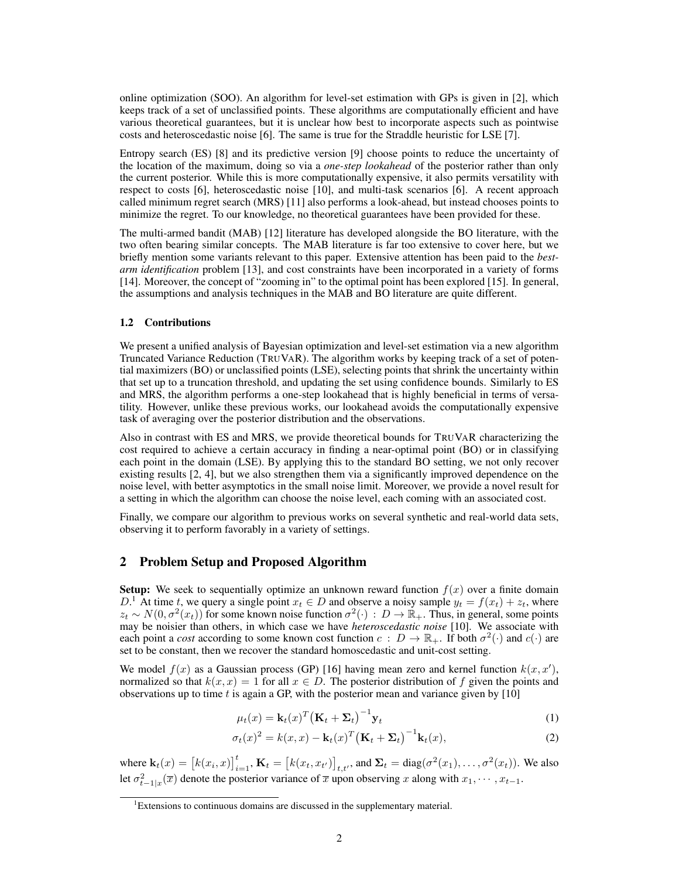online optimization (SOO). An algorithm for level-set estimation with GPs is given in [2], which keeps track of a set of unclassified points. These algorithms are computationally efficient and have various theoretical guarantees, but it is unclear how best to incorporate aspects such as pointwise costs and heteroscedastic noise [6]. The same is true for the Straddle heuristic for LSE [7].

Entropy search (ES) [8] and its predictive version [9] choose points to reduce the uncertainty of the location of the maximum, doing so via a *one-step lookahead* of the posterior rather than only the current posterior. While this is more computationally expensive, it also permits versatility with respect to costs [6], heteroscedastic noise [10], and multi-task scenarios [6]. A recent approach called minimum regret search (MRS) [11] also performs a look-ahead, but instead chooses points to minimize the regret. To our knowledge, no theoretical guarantees have been provided for these.

The multi-armed bandit (MAB) [12] literature has developed alongside the BO literature, with the two often bearing similar concepts. The MAB literature is far too extensive to cover here, but we briefly mention some variants relevant to this paper. Extensive attention has been paid to the *best-arm identification* problem [13], and cost constraints have been incorporated in a variety of forms [14]. Moreover, the concept of "zooming in" to the optimal point has been explored [15]. In general, the assumptions and analysis techniques in the MAB and BO literature are quite different.

### 1.2 Contributions

We present a unified analysis of Bayesian optimization and level-set estimation via a new algorithm Truncated Variance Reduction (TruVaR). The algorithm works by keeping track of a set of potential maximizers (BO) or unclassified points (LSE), selecting points that shrink the uncertainty within that set up to a truncation threshold, and updating the set using confidence bounds. Similarly to ES and MRS, the algorithm performs a one-step lookahead that is highly beneficial in terms of versatility. However, unlike these previous works, our lookahead avoids the computationally expensive task of averaging over the posterior distribution and the observations.

Also in contrast with ES and MRS, we provide theoretical bounds for TruVaR characterizing the cost required to achieve a certain accuracy in finding a near-optimal point (BO) or in classifying each point in the domain (LSE). By applying this to the standard BO setting, we not only recover existing results [2, 4], but we also strengthen them via a significantly improved dependence on the noise level, with better asymptotics in the small noise limit. Moreover, we provide a novel result for a setting in which the algorithm can choose the noise level, each coming with an associated cost.

Finally, we compare our algorithm to previous works on several synthetic and real-world data sets, observing it to perform favorably in a variety of settings.

## 2 Problem Setup and Proposed Algorithm

**Setup:** We seek to sequentially optimize an unknown reward function $f(x)$ over a finite domain $D$.[1] At time $t$, we query a single point $x_t \in D$ and observe a noisy sample $y_t = f(x_t) + z_t$, where $z_t \sim N(0, \sigma^2(x_t))$ for some known noise function $\sigma^2(\cdot) : D \to \mathbb{R}_+$. Thus, in general, some points may be noisier than others, in which case we have *heteroscedastic noise* [10]. We associate with each point a *cost* according to some known cost function $c : D \to \mathbb{R}_+$. If both $\sigma^2(\cdot)$ and $c(\cdot)$ are set to be constant, then we recover the standard homoscedastic and unit-cost setting.

We model $f(x)$ as a Gaussian process (GP) [16] having mean zero and kernel function $k(x, x')$, normalized so that $k(x, x) = 1$ for all $x \in D$. The posterior distribution of $f$ given the points and observations up to time $t$ is again a GP, with the posterior mean and variance given by [10]

$$\mu_t(x) = \mathbf{k}_t(x)^T \big(\mathbf{K}_t + \mathbf{\Sigma}_t\big)^{-1} \mathbf{y}_t \tag{1}$$

$$\sigma_t(x)^2 = k(x, x) - \mathbf{k}_t(x)^T \big(\mathbf{K}_t + \mathbf{\Sigma}_t\big)^{-1} \mathbf{k}_t(x), \tag{2}$$

where $\mathbf{k}_t(x) = \big[k(x_i, x)\big]_{i=1}^t$, $\mathbf{K}_t = \big[k(x_t, x_{t'})\big]_{t,t'}$, and $\mathbf{\Sigma}_t = \mathrm{diag}(\sigma^2(x_1), \dots, \sigma^2(x_t))$. We also let $\sigma^2_{t-1|x}(\overline{x})$ denote the posterior variance of $\overline{x}$ upon observing $x$ along with $x_1, \cdots, x_{t-1}$.

[1] Extensions to continuous domains are discussed in the supplementary material.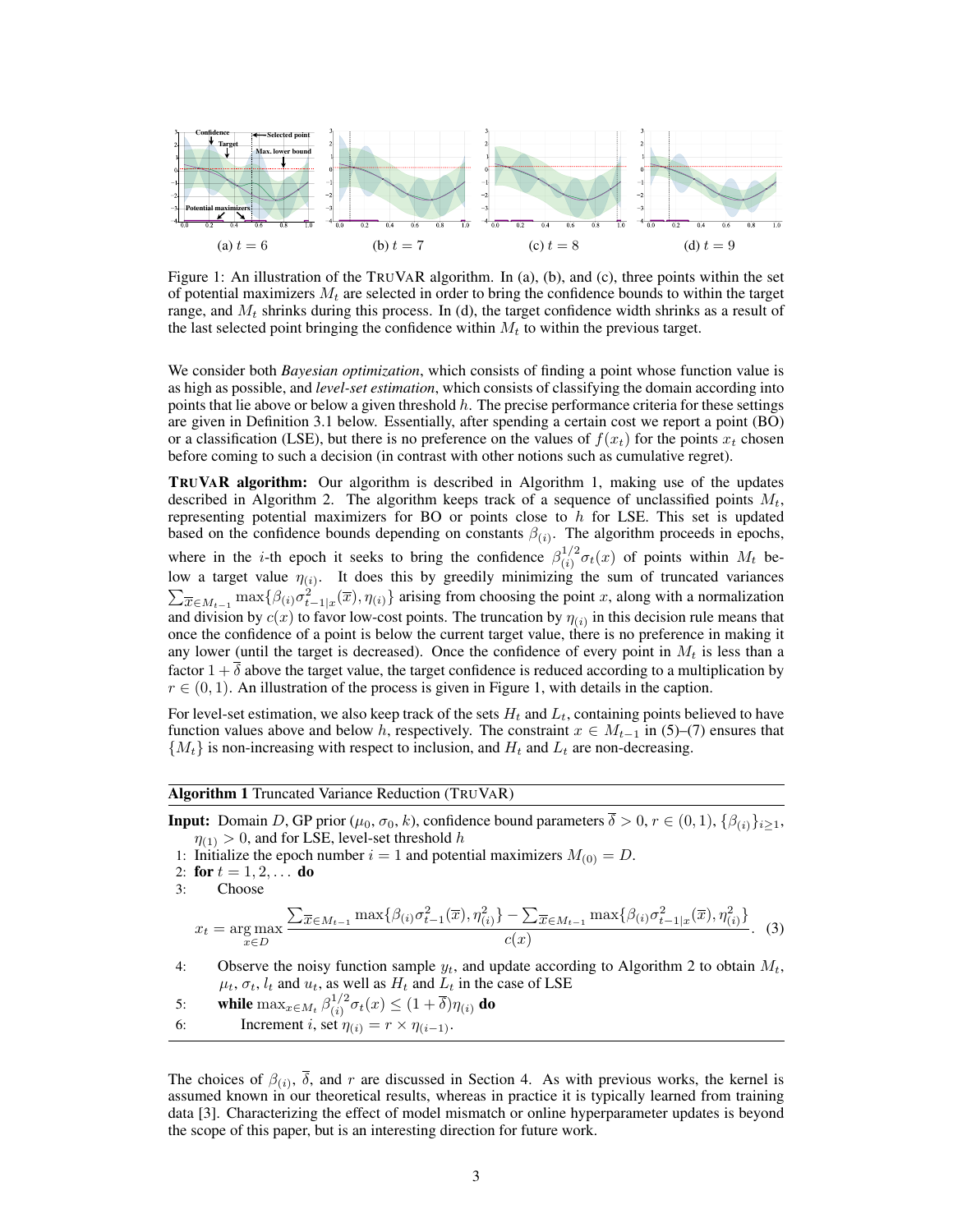(a) $t = 6$ (b) $t = 7$ (c) $t = 8$ (d) $t = 9$

Figure 1: An illustration of the TruVaR algorithm. In (a), (b), and (c), three points within the set of potential maximizers $M_t$ are selected in order to bring the confidence bounds to within the target range, and $M_t$ shrinks during this process. In (d), the target confidence width shrinks as a result of the last selected point bringing the confidence within $M_t$ to within the previous target.

We consider both *Bayesian optimization*, which consists of finding a point whose function value is as high as possible, and *level-set estimation*, which consists of classifying the domain according into points that lie above or below a given threshold $h$. The precise performance criteria for these settings are given in Definition 3.1 below. Essentially, after spending a certain cost we report a point (BO) or a classification (LSE), but there is no preference on the values of $f(x_t)$ for the points $x_t$ chosen before coming to such a decision (in contrast with other notions such as cumulative regret).

**TruVaR algorithm:** Our algorithm is described in Algorithm 1, making use of the updates described in Algorithm 2. The algorithm keeps track of a sequence of unclassified points $M_t$, representing potential maximizers for BO or points close to $h$ for LSE. This set is updated based on the confidence bounds depending on constants $\beta_{(i)}$. The algorithm proceeds in epochs, where in the $i$-th epoch it seeks to bring the confidence $\beta_{(i)}^{1/2}\sigma_t(x)$ of points within $M_t$ below a target value $\eta_{(i)}$. It does this by greedily minimizing the sum of truncated variances $\sum_{\overline{x} \in M_{t-1}} \max\{\beta_{(i)}\sigma^2_{t-1|x}(\overline{x}), \eta_{(i)}\}$ arising from choosing the point $x$, along with a normalization and division by $c(x)$ to favor low-cost points. The truncation by $\eta_{(i)}$ in this decision rule means that once the confidence of a point is below the current target value, there is no preference in making it any lower (until the target is decreased). Once the confidence of every point in $M_t$ is less than a factor $1 + \overline{\delta}$ above the target value, the target confidence is reduced according to a multiplication by $r \in (0, 1)$. An illustration of the process is given in Figure 1, with details in the caption.

For level-set estimation, we also keep track of the sets $H_t$ and $L_t$, containing points believed to have function values above and below $h$, respectively. The constraint $x \in M_{t-1}$ in (5)–(7) ensures that $\{M_t\}$ is non-increasing with respect to inclusion, and $H_t$ and $L_t$ are non-decreasing.

---

**Algorithm 1** Truncated Variance Reduction (TruVaR)

---

**Input:** Domain $D$, GP prior ($\mu_0$, $\sigma_0$, $k$), confidence bound parameters $\overline{\delta} > 0$, $r \in (0, 1)$, $\{\beta_{(i)}\}_{i \ge 1}$, $\eta_{(1)} > 0$, and for LSE, level-set threshold $h$

1: Initialize the epoch number $i = 1$ and potential maximizers $M_{(0)} = D$.
2: **for** $t = 1, 2, \dots$ **do**
3: Choose

$$x_t = \operatorname*{arg\,max}_{x \in D} \frac{\sum_{\overline{x} \in M_{t-1}} \max\{\beta_{(i)}\sigma^2_{t-1}(\overline{x}), \eta^2_{(i)}\} - \sum_{\overline{x} \in M_{t-1}} \max\{\beta_{(i)}\sigma^2_{t-1|x}(\overline{x}), \eta^2_{(i)}\}}{c(x)}. \quad (3)$$

4: Observe the noisy function sample $y_t$, and update according to Algorithm 2 to obtain $M_t$, $\mu_t$, $\sigma_t$, $l_t$ and $u_t$, as well as $H_t$ and $L_t$ in the case of LSE
5: **while** $\max_{x \in M_t} \beta_{(i)}^{1/2}\sigma_t(x) \le (1 + \overline{\delta})\eta_{(i)}$ **do**
6: Increment $i$, set $\eta_{(i)} = r \times \eta_{(i-1)}$.

---

The choices of $\beta_{(i)}$, $\overline{\delta}$, and $r$ are discussed in Section 4. As with previous works, the kernel is assumed known in our theoretical results, whereas in practice it is typically learned from training data [3]. Characterizing the effect of model mismatch or online hyperparameter updates is beyond the scope of this paper, but is an interesting direction for future work.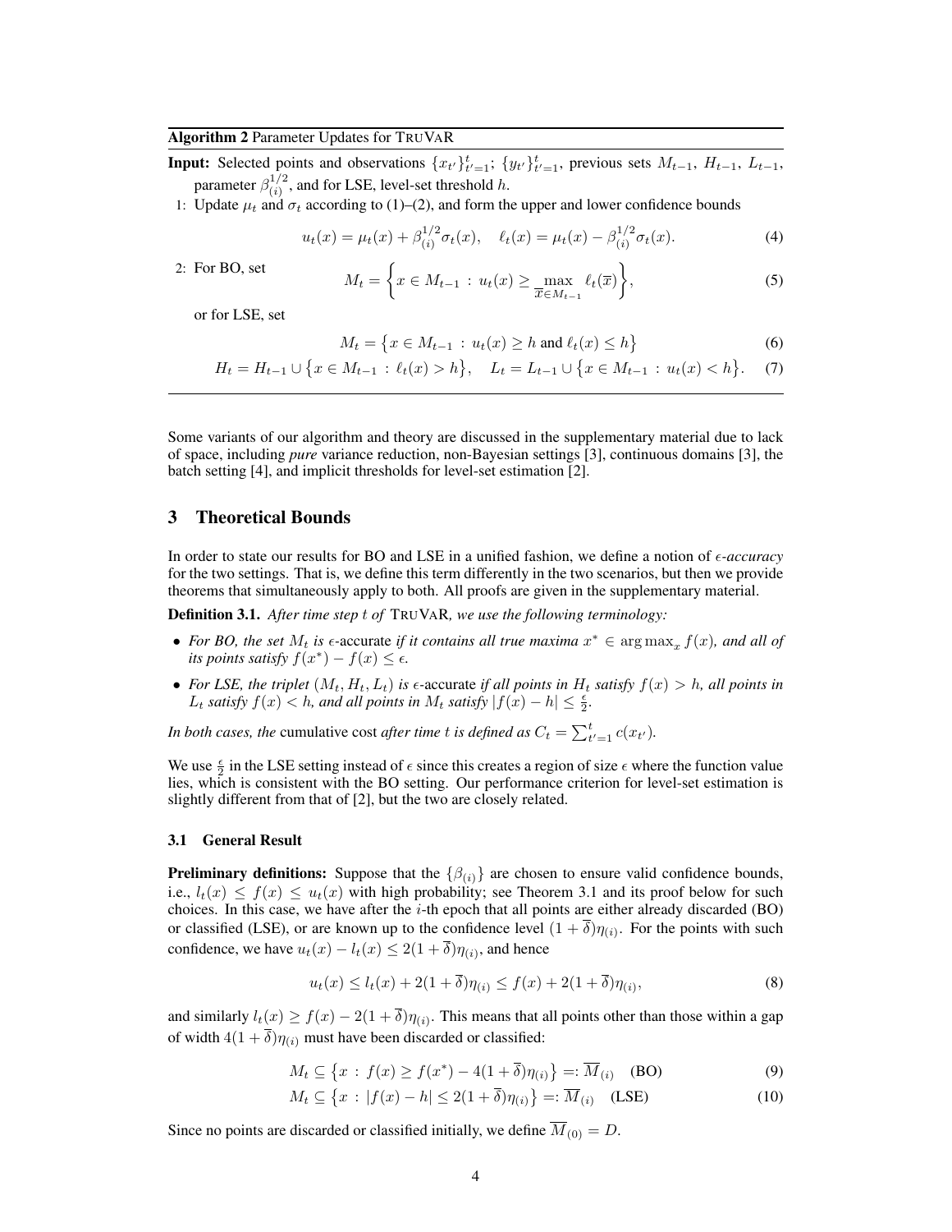**Algorithm 2** Parameter Updates for TruVaR

**Input:** Selected points and observations $\{x_{t'}\}_{t'=1}^{t}$; $\{y_{t'}\}_{t'=1}^{t}$, previous sets $M_{t-1}$, $H_{t-1}$, $L_{t-1}$, parameter $\beta_{(i)}^{1/2}$, and for LSE, level-set threshold $h$.

1: Update $\mu_t$ and $\sigma_t$ according to (1)–(2), and form the upper and lower confidence bounds

$$u_t(x) = \mu_t(x) + \beta_{(i)}^{1/2}\sigma_t(x), \quad \ell_t(x) = \mu_t(x) - \beta_{(i)}^{1/2}\sigma_t(x). \tag{4}$$

2: For BO, set

$$M_t = \left\{ x \in M_{t-1} \,:\, u_t(x) \geq \max_{\overline{x} \in M_{t-1}} \ell_t(\overline{x}) \right\}, \tag{5}$$

or for LSE, set

$$M_t = \left\{ x \in M_{t-1} \,:\, u_t(x) \geq h \text{ and } \ell_t(x) \leq h \right\} \tag{6}$$

$$H_t = H_{t-1} \cup \left\{ x \in M_{t-1} \,:\, \ell_t(x) > h \right\}, \quad L_t = L_{t-1} \cup \left\{ x \in M_{t-1} \,:\, u_t(x) < h \right\}. \tag{7}$$

---

Some variants of our algorithm and theory are discussed in the supplementary material due to lack of space, including *pure* variance reduction, non-Bayesian settings [3], continuous domains [3], the batch setting [4], and implicit thresholds for level-set estimation [2].

## 3 Theoretical Bounds

In order to state our results for BO and LSE in a unified fashion, we define a notion of $\epsilon$-*accuracy* for the two settings. That is, we define this term differently in the two scenarios, but then we provide theorems that simultaneously apply to both. All proofs are given in the supplementary material.

**Definition 3.1.** *After time step $t$ of* TruVaR*, we use the following terminology:*

- *For BO, the set $M_t$ is* $\epsilon$-accurate *if it contains all true maxima $x^* \in \arg\max_x f(x)$, and all of its points satisfy $f(x^*) - f(x) \leq \epsilon$.*
- *For LSE, the triplet $(M_t, H_t, L_t)$ is* $\epsilon$-accurate *if all points in $H_t$ satisfy $f(x) > h$, all points in $L_t$ satisfy $f(x) < h$, and all points in $M_t$ satisfy $|f(x) - h| \leq \frac{\epsilon}{2}$.*

*In both cases, the* cumulative cost *after time $t$ is defined as $C_t = \sum_{t'=1}^{t} c(x_{t'})$.*

We use $\frac{\epsilon}{2}$ in the LSE setting instead of $\epsilon$ since this creates a region of size $\epsilon$ where the function value lies, which is consistent with the BO setting. Our performance criterion for level-set estimation is slightly different from that of [2], but the two are closely related.

### 3.1 General Result

**Preliminary definitions:** Suppose that the $\{\beta_{(i)}\}$ are chosen to ensure valid confidence bounds, i.e., $l_t(x) \leq f(x) \leq u_t(x)$ with high probability; see Theorem 3.1 and its proof below for such choices. In this case, we have after the $i$-th epoch that all points are either already discarded (BO) or classified (LSE), or are known up to the confidence level $(1+\overline{\delta})\eta_{(i)}$. For the points with such confidence, we have $u_t(x) - l_t(x) \leq 2(1+\overline{\delta})\eta_{(i)}$, and hence

$$u_t(x) \leq l_t(x) + 2(1+\overline{\delta})\eta_{(i)} \leq f(x) + 2(1+\overline{\delta})\eta_{(i)}, \tag{8}$$

and similarly $l_t(x) \geq f(x) - 2(1+\overline{\delta})\eta_{(i)}$. This means that all points other than those within a gap of width $4(1+\overline{\delta})\eta_{(i)}$ must have been discarded or classified:

$$M_t \subseteq \left\{ x \,:\, f(x) \geq f(x^*) - 4(1+\overline{\delta})\eta_{(i)} \right\} =: \overline{M}_{(i)} \quad \text{(BO)} \tag{9}$$

$$M_t \subseteq \left\{ x \,:\, |f(x) - h| \leq 2(1+\overline{\delta})\eta_{(i)} \right\} =: \overline{M}_{(i)} \quad \text{(LSE)} \tag{10}$$

Since no points are discarded or classified initially, we define $\overline{M}_{(0)} = D$.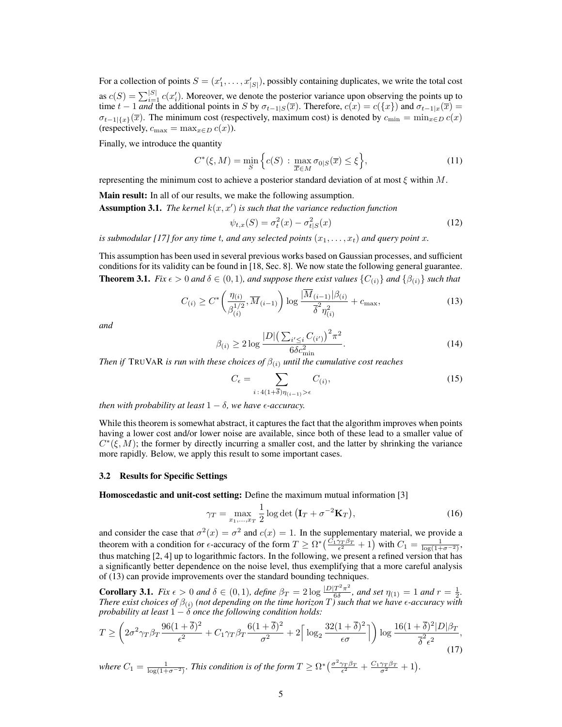For a collection of points $S = (x'_1, \dots, x'_{|S|})$, possibly containing duplicates, we write the total cost as $c(S) = \sum_{i=1}^{|S|} c(x'_i)$. Moreover, we denote the posterior variance upon observing the points up to time $t-1$ *and* the additional points in $S$ by $\sigma_{t-1|S}(\overline{x})$. Therefore, $c(x) = c(\{x\})$ and $\sigma_{t-1|x}(\overline{x}) = \sigma_{t-1|\{x\}}(\overline{x})$. The minimum cost (respectively, maximum cost) is denoted by $c_{\min} = \min_{x \in D} c(x)$ (respectively, $c_{\max} = \max_{x \in D} c(x)$).

Finally, we introduce the quantity

$$C^*(\xi, M) = \min_S \Big\{ c(S) \,:\, \max_{\overline{x} \in M} \sigma_{0|S}(\overline{x}) \le \xi \Big\}, \tag{11}$$

representing the minimum cost to achieve a posterior standard deviation of at most $\xi$ within $M$.

**Main result:** In all of our results, we make the following assumption.

**Assumption 3.1.** *The kernel $k(x, x')$ is such that the variance reduction function*

$$\psi_{t,x}(S) = \sigma_t^2(x) - \sigma_{t|S}^2(x) \tag{12}$$

*is submodular [17] for any time $t$, and any selected points $(x_1, \dots, x_t)$ and query point $x$.*

This assumption has been used in several previous works based on Gaussian processes, and sufficient conditions for its validity can be found in [18, Sec. 8]. We now state the following general guarantee.

**Theorem 3.1.** *Fix $\epsilon > 0$ and $\delta \in (0,1)$, and suppose there exist values $\{C_{(i)}\}$ and $\{\beta_{(i)}\}$ such that*

$$C_{(i)} \ge C^*\bigg( \frac{\eta_{(i)}}{\beta_{(i)}^{1/2}}, \overline{M}_{(i-1)} \bigg) \log \frac{|\overline{M}_{(i-1)}| \beta_{(i)}}{\overline{\delta}^2 \eta_{(i)}^2} + c_{\max}, \tag{13}$$

*and*

$$\beta_{(i)} \ge 2 \log \frac{|D| \big( \sum_{i' \le i} C_{(i')} \big)^2 \pi^2}{6 \delta c_{\min}^2}. \tag{14}$$

*Then if* TRUVAR *is run with these choices of $\beta_{(i)}$ until the cumulative cost reaches*

$$C_\epsilon = \sum_{i \,:\, 4(1+\overline{\delta})\eta_{(i-1)} > \epsilon} C_{(i)}, \tag{15}$$

*then with probability at least $1 - \delta$, we have $\epsilon$-accuracy.*

While this theorem is somewhat abstract, it captures the fact that the algorithm improves when points having a lower cost and/or lower noise are available, since both of these lead to a smaller value of $C^*(\xi, M)$; the former by directly incurring a smaller cost, and the latter by shrinking the variance more rapidly. Below, we apply this result to some important cases.

### 3.2 Results for Specific Settings

**Homoscedastic and unit-cost setting:** Define the maximum mutual information [3]

$$\gamma_T = \max_{x_1, \dots, x_T} \frac{1}{2} \log\det\big( \mathbf{I}_T + \sigma^{-2} \mathbf{K}_T \big), \tag{16}$$

and consider the case that $\sigma^2(x) = \sigma^2$ and $c(x) = 1$. In the supplementary material, we provide a theorem with a condition for $\epsilon$-accuracy of the form $T \ge \Omega^*\big( \frac{C_1 \gamma_T \beta_T}{\epsilon^2} + 1 \big)$ with $C_1 = \frac{1}{\log(1+\sigma^{-2})}$, thus matching [2, 4] up to logarithmic factors. In the following, we present a refined version that has a significantly better dependence on the noise level, thus exemplifying that a more careful analysis of (13) can provide improvements over the standard bounding techniques.

**Corollary 3.1.** *Fix $\epsilon > 0$ and $\delta \in (0,1)$, define $\beta_T = 2 \log \frac{|D| T^2 \pi^2}{6\delta}$, and set $\eta_{(1)} = 1$ and $r = \frac{1}{2}$. There exist choices of $\beta_{(i)}$ (not depending on the time horizon $T$) such that we have $\epsilon$-accuracy with probability at least $1 - \delta$ once the following condition holds:*

$$T \ge \bigg( 2\sigma^2 \gamma_T \beta_T \frac{96(1+\overline{\delta})^2}{\epsilon^2} + C_1 \gamma_T \beta_T \frac{6(1+\overline{\delta})^2}{\sigma^2} + 2 \Big\lceil \log_2 \frac{32(1+\overline{\delta})^2}{\epsilon \sigma} \Big\rceil \bigg) \log \frac{16(1+\overline{\delta})^2 |D| \beta_T}{\overline{\delta}^2 \epsilon^2}, \tag{17}$$

*where $C_1 = \frac{1}{\log(1+\sigma^{-2})}$. This condition is of the form $T \ge \Omega^*\big( \frac{\sigma^2 \gamma_T \beta_T}{\epsilon^2} + \frac{C_1 \gamma_T \beta_T}{\sigma^2} + 1 \big)$.*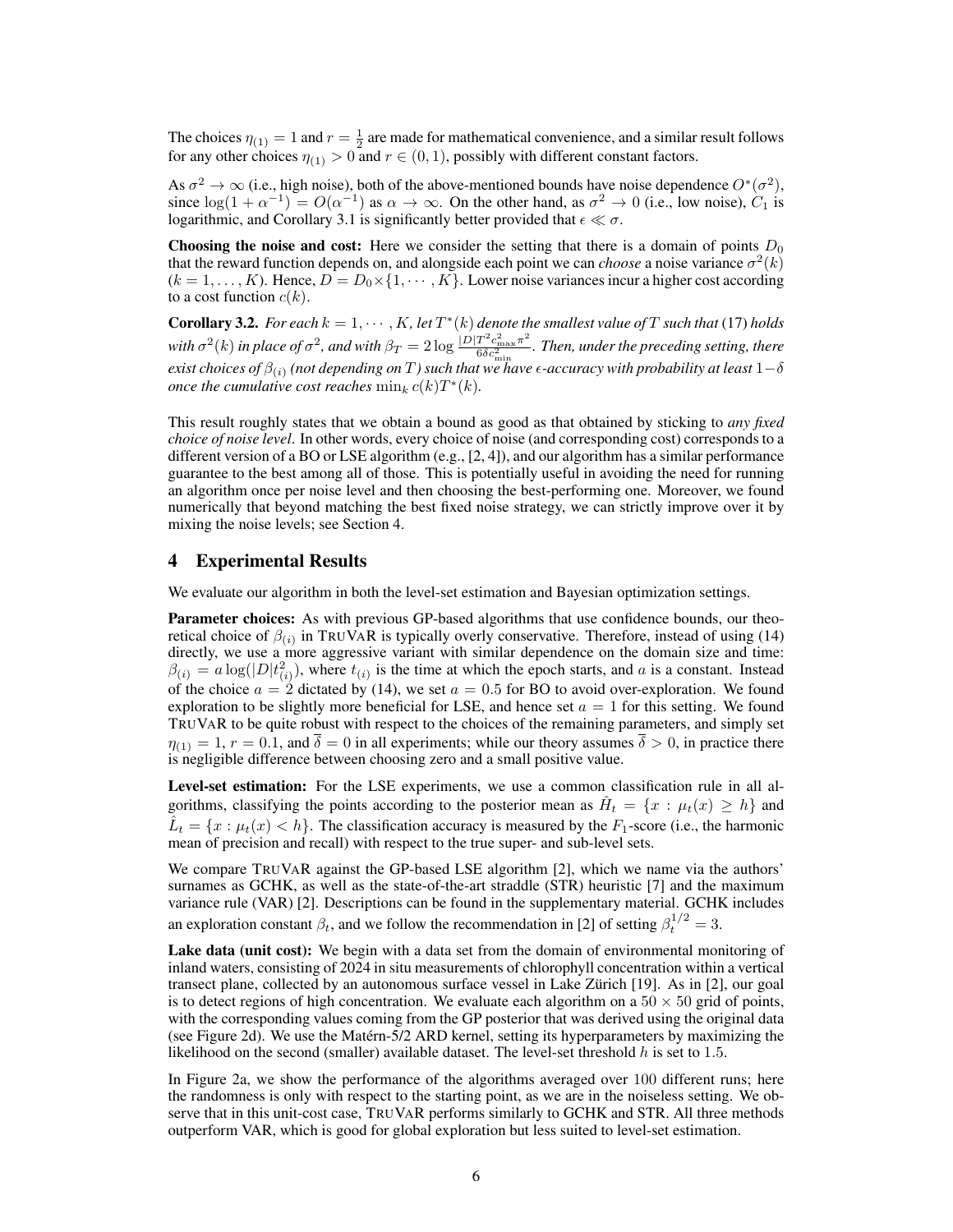The choices $\eta_{(1)} = 1$ and $r = \frac{1}{2}$ are made for mathematical convenience, and a similar result follows for any other choices $\eta_{(1)} > 0$ and $r \in (0, 1)$, possibly with different constant factors.

As $\sigma^2 \to \infty$ (i.e., high noise), both of the above-mentioned bounds have noise dependence $O^*(\sigma^2)$, since $\log(1 + \alpha^{-1}) = O(\alpha^{-1})$ as $\alpha \to \infty$. On the other hand, as $\sigma^2 \to 0$ (i.e., low noise), $C_1$ is logarithmic, and Corollary 3.1 is significantly better provided that $\epsilon \ll \sigma$.

**Choosing the noise and cost:** Here we consider the setting that there is a domain of points $D_0$ that the reward function depends on, and alongside each point we can *choose* a noise variance $\sigma^2(k)$ ($k = 1, \dots, K$). Hence, $D = D_0 \times \{1, \cdots, K\}$. Lower noise variances incur a higher cost according to a cost function $c(k)$.

**Corollary 3.2.** *For each $k = 1, \cdots, K$, let $T^*(k)$ denote the smallest value of $T$ such that* (17) *holds with $\sigma^2(k)$ in place of $\sigma^2$, and with $\beta_T = 2 \log \frac{|D| T^2 c_{\max}^2 \pi^2}{6 \delta c_{\min}^2}$. Then, under the preceding setting, there exist choices of $\beta_{(i)}$ (not depending on $T$) such that we have $\epsilon$-accuracy with probability at least $1-\delta$ once the cumulative cost reaches $\min_k c(k) T^*(k)$.*

This result roughly states that we obtain a bound as good as that obtained by sticking to *any fixed choice of noise level*. In other words, every choice of noise (and corresponding cost) corresponds to a different version of a BO or LSE algorithm (e.g., [2, 4]), and our algorithm has a similar performance guarantee to the best among all of those. This is potentially useful in avoiding the need for running an algorithm once per noise level and then choosing the best-performing one. Moreover, we found numerically that beyond matching the best fixed noise strategy, we can strictly improve over it by mixing the noise levels; see Section 4.

## 4 Experimental Results

We evaluate our algorithm in both the level-set estimation and Bayesian optimization settings.

**Parameter choices:** As with previous GP-based algorithms that use confidence bounds, our theoretical choice of $\beta_{(i)}$ in TruVaR is typically overly conservative. Therefore, instead of using (14) directly, we use a more aggressive variant with similar dependence on the domain size and time: $\beta_{(i)} = a \log(|D| t_{(i)}^2)$, where $t_{(i)}$ is the time at which the epoch starts, and $a$ is a constant. Instead of the choice $a = 2$ dictated by (14), we set $a = 0.5$ for BO to avoid over-exploration. We found exploration to be slightly more beneficial for LSE, and hence set $a = 1$ for this setting. We found TruVaR to be quite robust with respect to the choices of the remaining parameters, and simply set $\eta_{(1)} = 1$, $r = 0.1$, and $\overline{\delta} = 0$ in all experiments; while our theory assumes $\overline{\delta} > 0$, in practice there is negligible difference between choosing zero and a small positive value.

**Level-set estimation:** For the LSE experiments, we use a common classification rule in all algorithms, classifying the points according to the posterior mean as $\hat{H}_t = \{x : \mu_t(x) \geq h\}$ and $\hat{L}_t = \{x : \mu_t(x) < h\}$. The classification accuracy is measured by the $F_1$-score (i.e., the harmonic mean of precision and recall) with respect to the true super- and sub-level sets.

We compare TruVaR against the GP-based LSE algorithm [2], which we name via the authors' surnames as GCHK, as well as the state-of-the-art straddle (STR) heuristic [7] and the maximum variance rule (VAR) [2]. Descriptions can be found in the supplementary material. GCHK includes an exploration constant $\beta_t$, and we follow the recommendation in [2] of setting $\beta_t^{1/2} = 3$.

**Lake data (unit cost):** We begin with a data set from the domain of environmental monitoring of inland waters, consisting of 2024 in situ measurements of chlorophyll concentration within a vertical transect plane, collected by an autonomous surface vessel in Lake Zürich [19]. As in [2], our goal is to detect regions of high concentration. We evaluate each algorithm on a $50 \times 50$ grid of points, with the corresponding values coming from the GP posterior that was derived using the original data (see Figure 2d). We use the Matérn-5/2 ARD kernel, setting its hyperparameters by maximizing the likelihood on the second (smaller) available dataset. The level-set threshold $h$ is set to 1.5.

In Figure 2a, we show the performance of the algorithms averaged over 100 different runs; here the randomness is only with respect to the starting point, as we are in the noiseless setting. We observe that in this unit-cost case, TruVaR performs similarly to GCHK and STR. All three methods outperform VAR, which is good for global exploration but less suited to level-set estimation.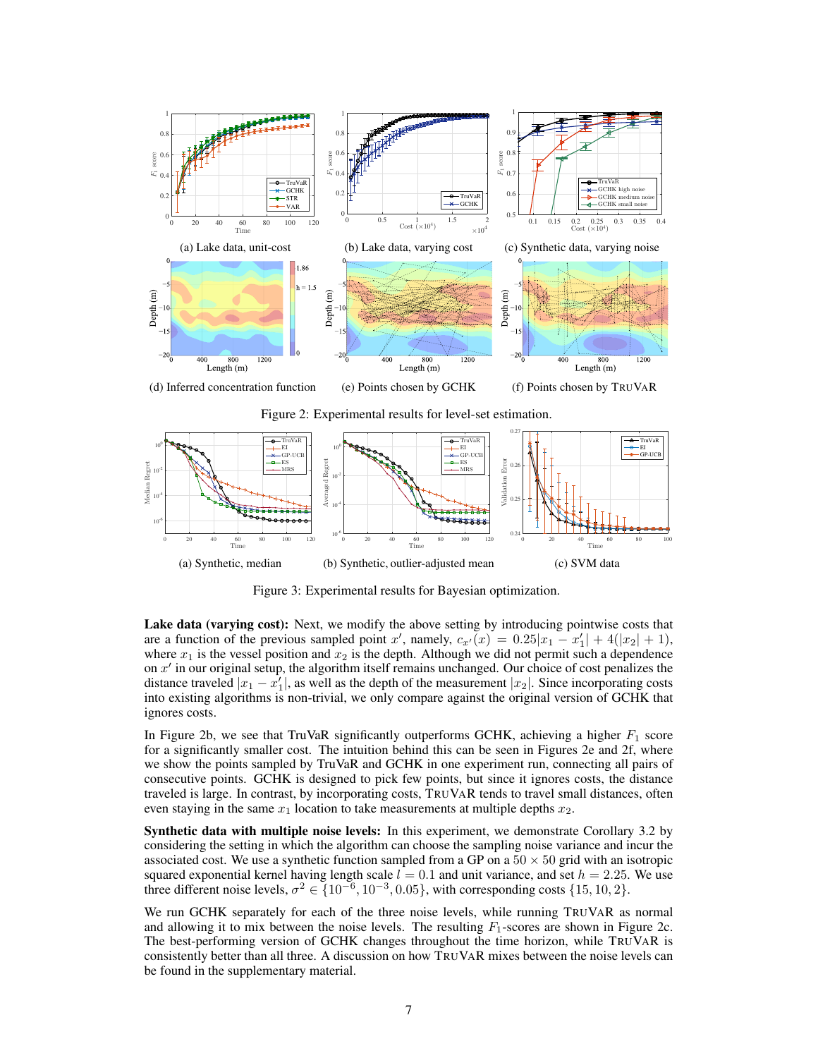(a) Lake data, unit-cost

(b) Lake data, varying cost

(c) Synthetic data, varying noise

(d) Inferred concentration function

(e) Points chosen by GCHK

(f) Points chosen by TRUVAR

Figure 2: Experimental results for level-set estimation.

(a) Synthetic, median

(b) Synthetic, outlier-adjusted mean

(c) SVM data

Figure 3: Experimental results for Bayesian optimization.

**Lake data (varying cost):** Next, we modify the above setting by introducing pointwise costs that are a function of the previous sampled point $x'$, namely, $c_{x'}(x) = 0.25|x_1 - x'_1| + 4(|x_2| + 1)$, where $x_1$ is the vessel position and $x_2$ is the depth. Although we did not permit such a dependence on $x'$ in our original setup, the algorithm itself remains unchanged. Our choice of cost penalizes the distance traveled $|x_1 - x'_1|$, as well as the depth of the measurement $|x_2|$. Since incorporating costs into existing algorithms is non-trivial, we only compare against the original version of GCHK that ignores costs.

In Figure 2b, we see that TruVaR significantly outperforms GCHK, achieving a higher $F_1$ score for a significantly smaller cost. The intuition behind this can be seen in Figures 2e and 2f, where we show the points sampled by TruVaR and GCHK in one experiment run, connecting all pairs of consecutive points. GCHK is designed to pick few points, but since it ignores costs, the distance traveled is large. In contrast, by incorporating costs, TRUVAR tends to travel small distances, often even staying in the same $x_1$ location to take measurements at multiple depths $x_2$.

**Synthetic data with multiple noise levels:** In this experiment, we demonstrate Corollary 3.2 by considering the setting in which the algorithm can choose the sampling noise variance and incur the associated cost. We use a synthetic function sampled from a GP on a $50 \times 50$ grid with an isotropic squared exponential kernel having length scale $l = 0.1$ and unit variance, and set $h = 2.25$. We use three different noise levels, $\sigma^2 \in \{10^{-6}, 10^{-3}, 0.05\}$, with corresponding costs $\{15, 10, 2\}$.

We run GCHK separately for each of the three noise levels, while running TRUVAR as normal and allowing it to mix between the noise levels. The resulting $F_1$-scores are shown in Figure 2c. The best-performing version of GCHK changes throughout the time horizon, while TRUVAR is consistently better than all three. A discussion on how TRUVAR mixes between the noise levels can be found in the supplementary material.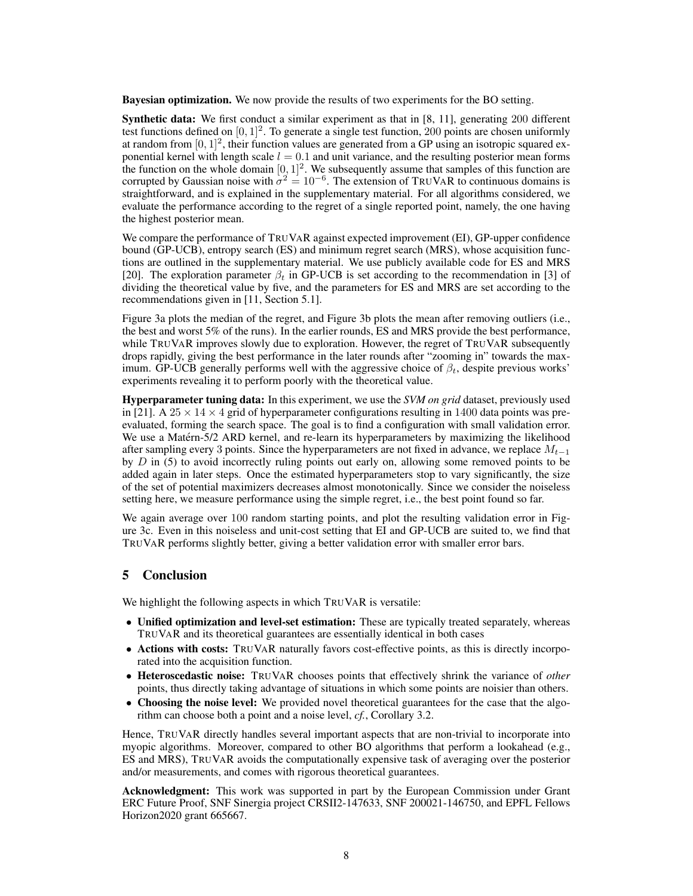**Bayesian optimization.** We now provide the results of two experiments for the BO setting.

**Synthetic data:** We first conduct a similar experiment as that in [8, 11], generating 200 different test functions defined on $[0,1]^2$. To generate a single test function, 200 points are chosen uniformly at random from $[0,1]^2$, their function values are generated from a GP using an isotropic squared exponential kernel with length scale $l = 0.1$ and unit variance, and the resulting posterior mean forms the function on the whole domain $[0,1]^2$. We subsequently assume that samples of this function are corrupted by Gaussian noise with $\sigma^2 = 10^{-6}$. The extension of TruVaR to continuous domains is straightforward, and is explained in the supplementary material. For all algorithms considered, we evaluate the performance according to the regret of a single reported point, namely, the one having the highest posterior mean.

We compare the performance of TruVaR against expected improvement (EI), GP-upper confidence bound (GP-UCB), entropy search (ES) and minimum regret search (MRS), whose acquisition functions are outlined in the supplementary material. We use publicly available code for ES and MRS [20]. The exploration parameter $\beta_t$ in GP-UCB is set according to the recommendation in [3] of dividing the theoretical value by five, and the parameters for ES and MRS are set according to the recommendations given in [11, Section 5.1].

Figure 3a plots the median of the regret, and Figure 3b plots the mean after removing outliers (i.e., the best and worst 5% of the runs). In the earlier rounds, ES and MRS provide the best performance, while TruVaR improves slowly due to exploration. However, the regret of TruVaR subsequently drops rapidly, giving the best performance in the later rounds after "zooming in" towards the maximum. GP-UCB generally performs well with the aggressive choice of $\beta_t$, despite previous works' experiments revealing it to perform poorly with the theoretical value.

**Hyperparameter tuning data:** In this experiment, we use the *SVM on grid* dataset, previously used in [21]. A $25 \times 14 \times 4$ grid of hyperparameter configurations resulting in 1400 data points was pre-evaluated, forming the search space. The goal is to find a configuration with small validation error. We use a Matérn-5/2 ARD kernel, and re-learn its hyperparameters by maximizing the likelihood after sampling every 3 points. Since the hyperparameters are not fixed in advance, we replace $M_{t-1}$ by $D$ in (5) to avoid incorrectly ruling points out early on, allowing some removed points to be added again in later steps. Once the estimated hyperparameters stop to vary significantly, the size of the set of potential maximizers decreases almost monotonically. Since we consider the noiseless setting here, we measure performance using the simple regret, i.e., the best point found so far.

We again average over 100 random starting points, and plot the resulting validation error in Figure 3c. Even in this noiseless and unit-cost setting that EI and GP-UCB are suited to, we find that TruVaR performs slightly better, giving a better validation error with smaller error bars.

## 5 Conclusion

We highlight the following aspects in which TruVaR is versatile:

- **Unified optimization and level-set estimation:** These are typically treated separately, whereas TruVaR and its theoretical guarantees are essentially identical in both cases
- **Actions with costs:** TruVaR naturally favors cost-effective points, as this is directly incorporated into the acquisition function.
- **Heteroscedastic noise:** TruVaR chooses points that effectively shrink the variance of *other* points, thus directly taking advantage of situations in which some points are noisier than others.
- **Choosing the noise level:** We provided novel theoretical guarantees for the case that the algorithm can choose both a point and a noise level, *cf.*, Corollary 3.2.

Hence, TruVaR directly handles several important aspects that are non-trivial to incorporate into myopic algorithms. Moreover, compared to other BO algorithms that perform a lookahead (e.g., ES and MRS), TruVaR avoids the computationally expensive task of averaging over the posterior and/or measurements, and comes with rigorous theoretical guarantees.

**Acknowledgment:** This work was supported in part by the European Commission under Grant ERC Future Proof, SNF Sinergia project CRSII2-147633, SNF 200021-146750, and EPFL Fellows Horizon2020 grant 665667.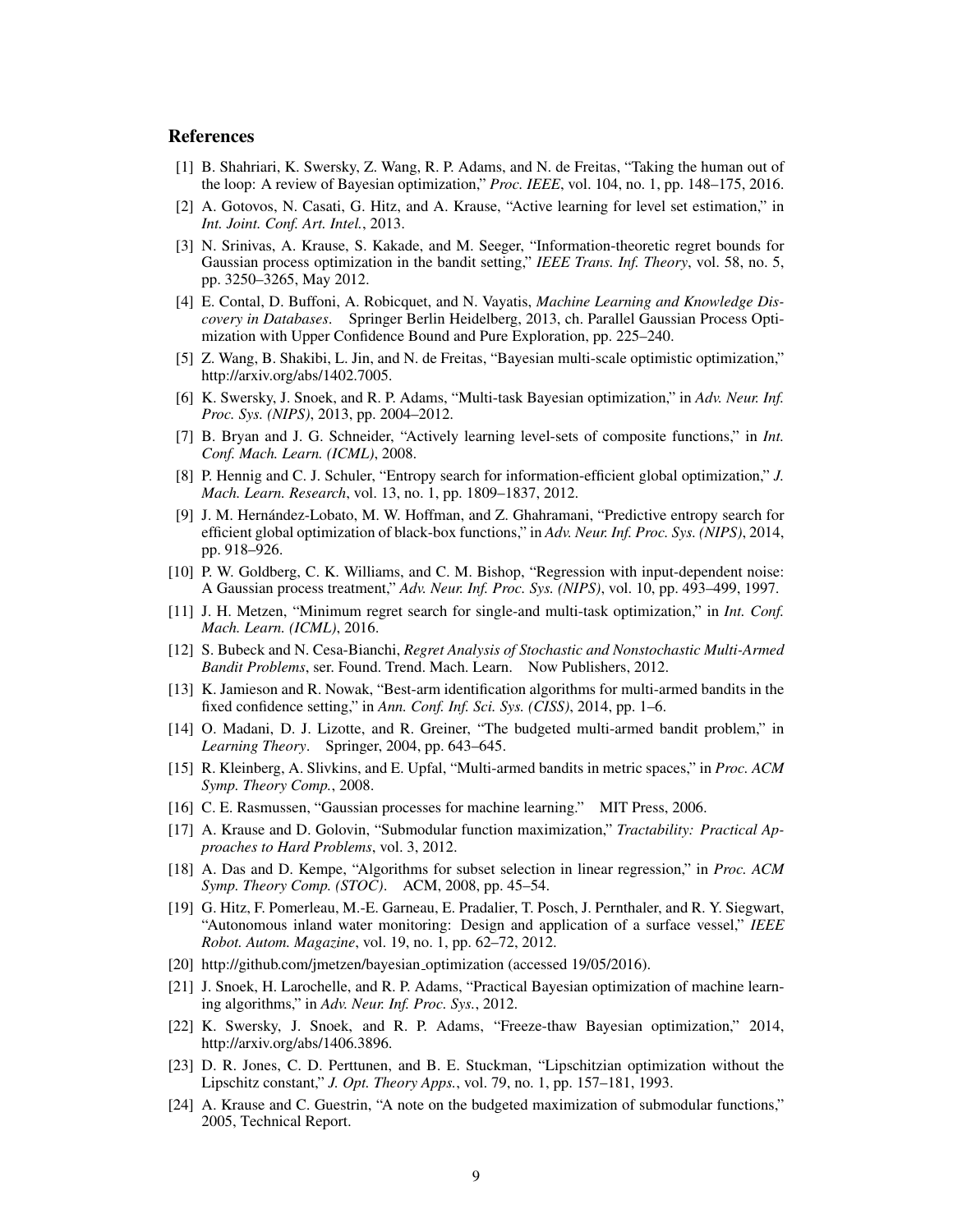## References

[1] B. Shahriari, K. Swersky, Z. Wang, R. P. Adams, and N. de Freitas, "Taking the human out of the loop: A review of Bayesian optimization," *Proc. IEEE*, vol. 104, no. 1, pp. 148–175, 2016.

[2] A. Gotovos, N. Casati, G. Hitz, and A. Krause, "Active learning for level set estimation," in *Int. Joint. Conf. Art. Intel.*, 2013.

[3] N. Srinivas, A. Krause, S. Kakade, and M. Seeger, "Information-theoretic regret bounds for Gaussian process optimization in the bandit setting," *IEEE Trans. Inf. Theory*, vol. 58, no. 5, pp. 3250–3265, May 2012.

[4] E. Contal, D. Buffoni, A. Robicquet, and N. Vayatis, *Machine Learning and Knowledge Discovery in Databases*. Springer Berlin Heidelberg, 2013, ch. Parallel Gaussian Process Optimization with Upper Confidence Bound and Pure Exploration, pp. 225–240.

[5] Z. Wang, B. Shakibi, L. Jin, and N. de Freitas, "Bayesian multi-scale optimistic optimization," http://arxiv.org/abs/1402.7005.

[6] K. Swersky, J. Snoek, and R. P. Adams, "Multi-task Bayesian optimization," in *Adv. Neur. Inf. Proc. Sys. (NIPS)*, 2013, pp. 2004–2012.

[7] B. Bryan and J. G. Schneider, "Actively learning level-sets of composite functions," in *Int. Conf. Mach. Learn. (ICML)*, 2008.

[8] P. Hennig and C. J. Schuler, "Entropy search for information-efficient global optimization," *J. Mach. Learn. Research*, vol. 13, no. 1, pp. 1809–1837, 2012.

[9] J. M. Hernández-Lobato, M. W. Hoffman, and Z. Ghahramani, "Predictive entropy search for efficient global optimization of black-box functions," in *Adv. Neur. Inf. Proc. Sys. (NIPS)*, 2014, pp. 918–926.

[10] P. W. Goldberg, C. K. Williams, and C. M. Bishop, "Regression with input-dependent noise: A Gaussian process treatment," *Adv. Neur. Inf. Proc. Sys. (NIPS)*, vol. 10, pp. 493–499, 1997.

[11] J. H. Metzen, "Minimum regret search for single-and multi-task optimization," in *Int. Conf. Mach. Learn. (ICML)*, 2016.

[12] S. Bubeck and N. Cesa-Bianchi, *Regret Analysis of Stochastic and Nonstochastic Multi-Armed Bandit Problems*, ser. Found. Trend. Mach. Learn. Now Publishers, 2012.

[13] K. Jamieson and R. Nowak, "Best-arm identification algorithms for multi-armed bandits in the fixed confidence setting," in *Ann. Conf. Inf. Sci. Sys. (CISS)*, 2014, pp. 1–6.

[14] O. Madani, D. J. Lizotte, and R. Greiner, "The budgeted multi-armed bandit problem," in *Learning Theory*. Springer, 2004, pp. 643–645.

[15] R. Kleinberg, A. Slivkins, and E. Upfal, "Multi-armed bandits in metric spaces," in *Proc. ACM Symp. Theory Comp.*, 2008.

[16] C. E. Rasmussen, "Gaussian processes for machine learning." MIT Press, 2006.

[17] A. Krause and D. Golovin, "Submodular function maximization," *Tractability: Practical Approaches to Hard Problems*, vol. 3, 2012.

[18] A. Das and D. Kempe, "Algorithms for subset selection in linear regression," in *Proc. ACM Symp. Theory Comp. (STOC)*. ACM, 2008, pp. 45–54.

[19] G. Hitz, F. Pomerleau, M.-E. Garneau, E. Pradalier, T. Posch, J. Pernthaler, and R. Y. Siegwart, "Autonomous inland water monitoring: Design and application of a surface vessel," *IEEE Robot. Autom. Magazine*, vol. 19, no. 1, pp. 62–72, 2012.

[20] http://github.com/jmetzen/bayesian_optimization (accessed 19/05/2016).

[21] J. Snoek, H. Larochelle, and R. P. Adams, "Practical Bayesian optimization of machine learning algorithms," in *Adv. Neur. Inf. Proc. Sys.*, 2012.

[22] K. Swersky, J. Snoek, and R. P. Adams, "Freeze-thaw Bayesian optimization," 2014, http://arxiv.org/abs/1406.3896.

[23] D. R. Jones, C. D. Perttunen, and B. E. Stuckman, "Lipschitzian optimization without the Lipschitz constant," *J. Opt. Theory Apps.*, vol. 79, no. 1, pp. 157–181, 1993.

[24] A. Krause and C. Guestrin, "A note on the budgeted maximization of submodular functions," 2005, Technical Report.